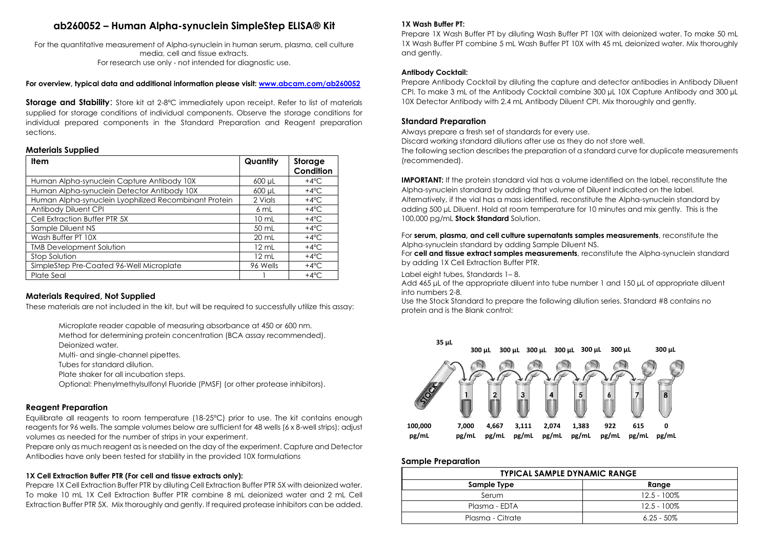# ab260052 – Human Alpha-synuclein SimpleStep ELISA® Kit

For the quantitative measurement of Alpha-synuclein in human serum, plasma, cell culture media, cell and tissue extracts.
For research use only - not intended for diagnostic use.

**For overview, typical data and additional information please visit: www.abcam.com/ab260052**

**Storage and Stability**: Store kit at 2-8ºC immediately upon receipt. Refer to list of materials supplied for storage conditions of individual components. Observe the storage conditions for individual prepared components in the Standard Preparation and Reagent preparation sections.

## Materials Supplied

| Item | Quantity | Storage Condition |
|---|---|---|
| Human Alpha-synuclein Capture Antibody 10X | 600 µL | +4ºC |
| Human Alpha-synuclein Detector Antibody 10X | 600 µL | +4ºC |
| Human Alpha-synuclein Lyophilized Recombinant Protein | 2 Vials | +4ºC |
| Antibody Diluent CPI | 6 mL | +4ºC |
| Cell Extraction Buffer PTR 5X | 10 mL | +4ºC |
| Sample Diluent NS | 50 mL | +4ºC |
| Wash Buffer PT 10X | 20 mL | +4ºC |
| TMB Development Solution | 12 mL | +4ºC |
| Stop Solution | 12 mL | +4ºC |
| SimpleStep Pre-Coated 96-Well Microplate | 96 Wells | +4ºC |
| Plate Seal | 1 | +4ºC |

## Materials Required, Not Supplied

These materials are not included in the kit, but will be required to successfully utilize this assay:

- Microplate reader capable of measuring absorbance at 450 or 600 nm.
- Method for determining protein concentration (BCA assay recommended).
- Deionized water.
- Multi- and single-channel pipettes.
- Tubes for standard dilution.
- Plate shaker for all incubation steps.
- Optional: Phenylmethylsulfonyl Fluoride (PMSF) (or other protease inhibitors).

## Reagent Preparation

Equilibrate all reagents to room temperature (18-25°C) prior to use. The kit contains enough reagents for 96 wells. The sample volumes below are sufficient for 48 wells (6 x 8-well strips); adjust volumes as needed for the number of strips in your experiment.

Prepare only as much reagent as is needed on the day of the experiment. Capture and Detector Antibodies have only been tested for stability in the provided 10X formulations

### 1X Cell Extraction Buffer PTR (For cell and tissue extracts only):

Prepare 1X Cell Extraction Buffer PTR by diluting Cell Extraction Buffer PTR 5X with deionized water. To make 10 mL 1X Cell Extraction Buffer PTR combine 8 mL deionized water and 2 mL Cell Extraction Buffer PTR 5X. Mix thoroughly and gently. If required protease inhibitors can be added.

### 1X Wash Buffer PT:

Prepare 1X Wash Buffer PT by diluting Wash Buffer PT 10X with deionized water. To make 50 mL 1X Wash Buffer PT combine 5 mL Wash Buffer PT 10X with 45 mL deionized water. Mix thoroughly and gently.

### Antibody Cocktail:

Prepare Antibody Cocktail by diluting the capture and detector antibodies in Antibody Diluent CPI. To make 3 mL of the Antibody Cocktail combine 300 µL 10X Capture Antibody and 300 µL 10X Detector Antibody with 2.4 mL Antibody Diluent CPI. Mix thoroughly and gently.

## Standard Preparation

Always prepare a fresh set of standards for every use.
Discard working standard dilutions after use as they do not store well.
The following section describes the preparation of a standard curve for duplicate measurements (recommended).

**IMPORTANT:** If the protein standard vial has a volume identified on the label, reconstitute the Alpha-synuclein standard by adding that volume of Diluent indicated on the label. Alternatively, if the vial has a mass identified, reconstitute the Alpha-synuclein standard by adding 500 µL Diluent. Hold at room temperature for 10 minutes and mix gently. This is the 100,000 pg/mL **Stock Standard** Solution.

For **serum, plasma, and cell culture supernatants samples measurements**, reconstitute the Alpha-synuclein standard by adding Sample Diluent NS.
For **cell and tissue extract samples measurements**, reconstitute the Alpha-synuclein standard by adding 1X Cell Extraction Buffer PTR.

Label eight tubes, Standards 1– 8.
Add 465 µL of the appropriate diluent into tube number 1 and 150 µL of appropriate diluent into numbers 2-8.
Use the Stock Standard to prepare the following dilution series. Standard #8 contains no protein and is the Blank control:

| Tube | Stock | 1 | 2 | 3 | 4 | 5 | 6 | 7 | 8 |
|---|---|---|---|---|---|---|---|---|---|
| Transfer volume | 35 µL | 300 µL | 300 µL | 300 µL | 300 µL | 300 µL | 300 µL | | 300 µL |
| Concentration | 100,000 pg/mL | 7,000 pg/mL | 4,667 pg/mL | 3,111 pg/mL | 2,074 pg/mL | 1,383 pg/mL | 922 pg/mL | 615 pg/mL | 0 pg/mL |

## Sample Preparation

| TYPICAL SAMPLE DYNAMIC RANGE | |
|---|---|
| Sample Type | Range |
| Serum | 12.5 - 100% |
| Plasma - EDTA | 12.5 - 100% |
| Plasma - Citrate | 6.25 - 50% |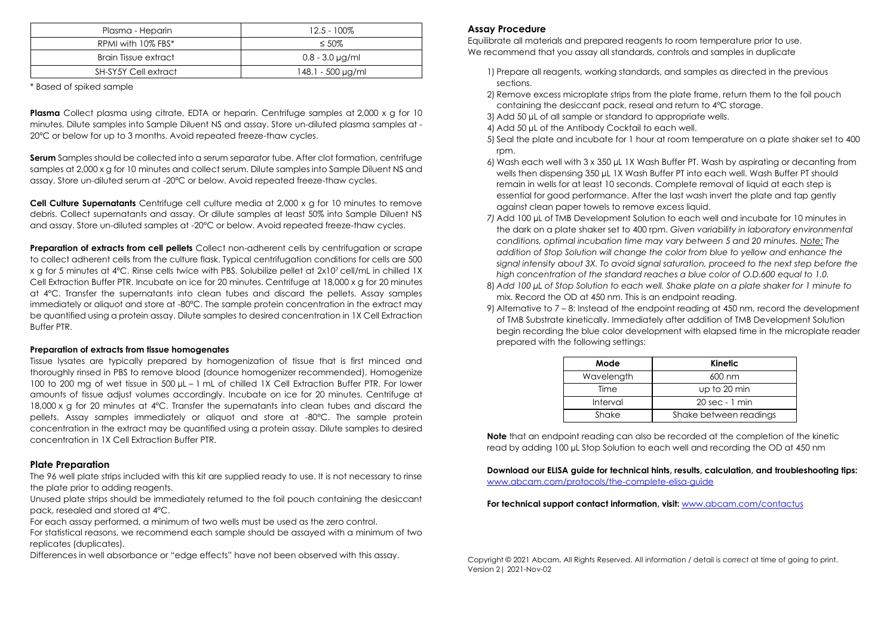| | |
|---|---|
| Plasma - Heparin | 12.5 - 100% |
| RPMI with 10% FBS* | ≤ 50% |
| Brain Tissue extract | 0.8 - 3.0 µg/ml |
| SH-SY5Y Cell extract | 148.1 - 500 µg/ml |

* Based of spiked sample

**Plasma** Collect plasma using citrate, EDTA or heparin. Centrifuge samples at 2,000 x g for 10 minutes. Dilute samples into Sample Diluent NS and assay. Store un-diluted plasma samples at -20ºC or below for up to 3 months. Avoid repeated freeze-thaw cycles.

**Serum** Samples should be collected into a serum separator tube. After clot formation, centrifuge samples at 2,000 x g for 10 minutes and collect serum. Dilute samples into Sample Diluent NS and assay. Store un-diluted serum at -20ºC or below. Avoid repeated freeze-thaw cycles.

**Cell Culture Supernatants** Centrifuge cell culture media at 2,000 x g for 10 minutes to remove debris. Collect supernatants and assay. Or dilute samples at least 50% into Sample Diluent NS and assay. Store un-diluted samples at -20ºC or below. Avoid repeated freeze-thaw cycles.

**Preparation of extracts from cell pellets** Collect non-adherent cells by centrifugation or scrape to collect adherent cells from the culture flask. Typical centrifugation conditions for cells are 500 x g for 5 minutes at 4ºC. Rinse cells twice with PBS. Solubilize pellet at $2x10^7$ cell/mL in chilled 1X Cell Extraction Buffer PTR. Incubate on ice for 20 minutes. Centrifuge at 18,000 x g for 20 minutes at 4°C. Transfer the supernatants into clean tubes and discard the pellets. Assay samples immediately or aliquot and store at -80ºC. The sample protein concentration in the extract may be quantified using a protein assay. Dilute samples to desired concentration in 1X Cell Extraction Buffer PTR.

#### Preparation of extracts from tissue homogenates

Tissue lysates are typically prepared by homogenization of tissue that is first minced and thoroughly rinsed in PBS to remove blood (dounce homogenizer recommended). Homogenize 100 to 200 mg of wet tissue in 500 µL – 1 mL of chilled 1X Cell Extraction Buffer PTR. For lower amounts of tissue adjust volumes accordingly. Incubate on ice for 20 minutes. Centrifuge at 18,000 x g for 20 minutes at 4°C. Transfer the supernatants into clean tubes and discard the pellets. Assay samples immediately or aliquot and store at -80ºC. The sample protein concentration in the extract may be quantified using a protein assay. Dilute samples to desired concentration in 1X Cell Extraction Buffer PTR.

## Plate Preparation

The 96 well plate strips included with this kit are supplied ready to use. It is not necessary to rinse the plate prior to adding reagents.

Unused plate strips should be immediately returned to the foil pouch containing the desiccant pack, resealed and stored at 4ºC.

For each assay performed, a minimum of two wells must be used as the zero control.

For statistical reasons, we recommend each sample should be assayed with a minimum of two replicates (duplicates).

Differences in well absorbance or "edge effects" have not been observed with this assay.

## Assay Procedure

Equilibrate all materials and prepared reagents to room temperature prior to use.
We recommend that you assay all standards, controls and samples in duplicate

1) Prepare all reagents, working standards, and samples as directed in the previous sections.
2) Remove excess microplate strips from the plate frame, return them to the foil pouch containing the desiccant pack, reseal and return to 4ºC storage.
3) Add 50 µL of all sample or standard to appropriate wells.
4) Add 50 µL of the Antibody Cocktail to each well.
5) Seal the plate and incubate for 1 hour at room temperature on a plate shaker set to 400 rpm.
6) Wash each well with 3 x 350 µL 1X Wash Buffer PT. Wash by aspirating or decanting from wells then dispensing 350 µL 1X Wash Buffer PT into each well. Wash Buffer PT should remain in wells for at least 10 seconds. Complete removal of liquid at each step is essential for good performance. After the last wash invert the plate and tap gently against clean paper towels to remove excess liquid.
7) Add 100 µL of TMB Development Solution to each well and incubate for 10 minutes in the dark on a plate shaker set to 400 rpm. *Given variability in laboratory environmental conditions, optimal incubation time may vary between 5 and 20 minutes. Note: The addition of Stop Solution will change the color from blue to yellow and enhance the signal intensity about 3X. To avoid signal saturation, proceed to the next step before the high concentration of the standard reaches a blue color of O.D.600 equal to 1.0.*
8) *Add 100 µL of Stop Solution to each well. Shake plate on a plate shaker for 1 minute to mix.* Record the OD at 450 nm. This is an endpoint reading.
9) Alternative to 7 – 8: Instead of the endpoint reading at 450 nm, record the development of TMB Substrate kinetically. Immediately after addition of TMB Development Solution begin recording the blue color development with elapsed time in the microplate reader prepared with the following settings:

| Mode | Kinetic |
|---|---|
| Wavelength | 600 nm |
| Time | up to 20 min |
| Interval | 20 sec - 1 min |
| Shake | Shake between readings |

**Note** that an endpoint reading can also be recorded at the completion of the kinetic read by adding 100 µL Stop Solution to each well and recording the OD at 450 nm

**Download our ELISA guide for technical hints, results, calculation, and troubleshooting tips:** www.abcam.com/protocols/the-complete-elisa-guide

**For technical support contact information, visit:** www.abcam.com/contactus

Copyright © 2021 Abcam, All Rights Reserved. All information / detail is correct at time of going to print.
Version 2| 2021-Nov-02